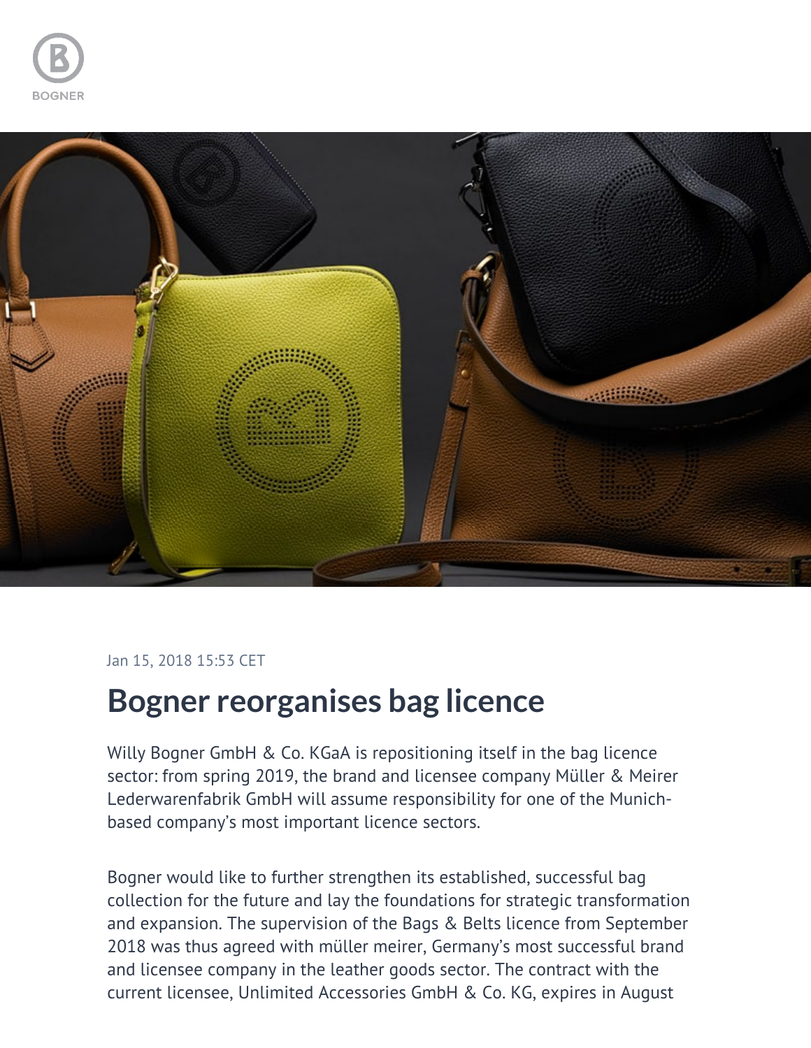Jan 15, 2018 15:53 CET

# Bogner reorganises bag licence

Willy Bogner GmbH & Co. KGaA is repositioning itself in the bag licence sector: from spring 2019, the brand and licensee company Müller & Meirer Lederwarenfabrik GmbH will assume responsibility for one of the Munich-based company's most important licence sectors.

Bogner would like to further strengthen its established, successful bag collection for the future and lay the foundations for strategic transformation and expansion. The supervision of the Bags & Belts licence from September 2018 was thus agreed with müller meirer, Germany's most successful brand and licensee company in the leather goods sector. The contract with the current licensee, Unlimited Accessories GmbH & Co. KG, expires in August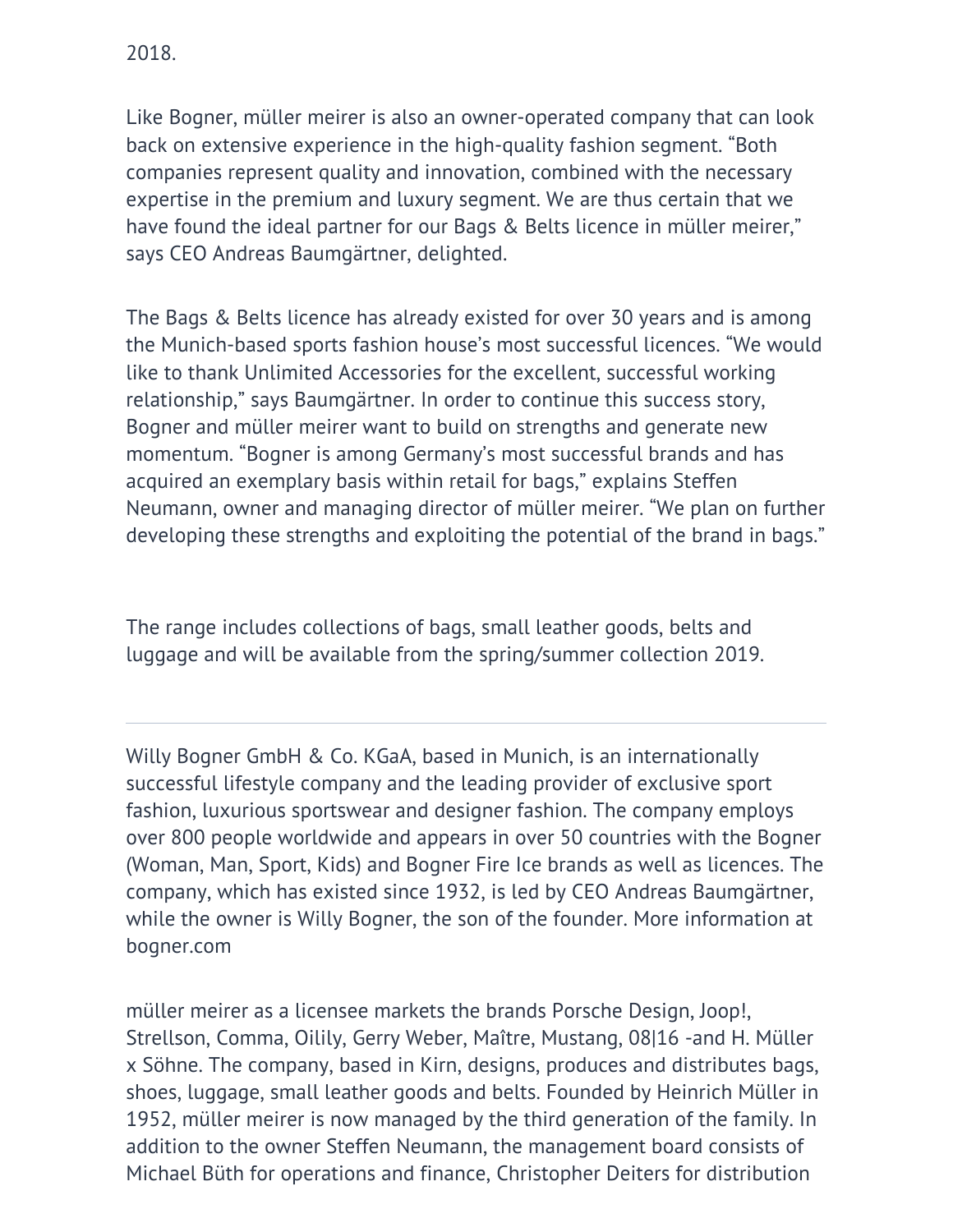2018.

Like Bogner, müller meirer is also an owner-operated company that can look back on extensive experience in the high-quality fashion segment. “Both companies represent quality and innovation, combined with the necessary expertise in the premium and luxury segment. We are thus certain that we have found the ideal partner for our Bags & Belts licence in müller meirer,” says CEO Andreas Baumgärtner, delighted.

The Bags & Belts licence has already existed for over 30 years and is among the Munich-based sports fashion house’s most successful licences. “We would like to thank Unlimited Accessories for the excellent, successful working relationship,” says Baumgärtner. In order to continue this success story, Bogner and müller meirer want to build on strengths and generate new momentum. “Bogner is among Germany’s most successful brands and has acquired an exemplary basis within retail for bags,” explains Steffen Neumann, owner and managing director of müller meirer. “We plan on further developing these strengths and exploiting the potential of the brand in bags.”

The range includes collections of bags, small leather goods, belts and luggage and will be available from the spring/summer collection 2019.

---

Willy Bogner GmbH & Co. KGaA, based in Munich, is an internationally successful lifestyle company and the leading provider of exclusive sport fashion, luxurious sportswear and designer fashion. The company employs over 800 people worldwide and appears in over 50 countries with the Bogner (Woman, Man, Sport, Kids) and Bogner Fire Ice brands as well as licences. The company, which has existed since 1932, is led by CEO Andreas Baumgärtner, while the owner is Willy Bogner, the son of the founder. More information at bogner.com

müller meirer as a licensee markets the brands Porsche Design, Joop!, Strellson, Comma, Oilily, Gerry Weber, Maître, Mustang, 08|16 -and H. Müller x Söhne. The company, based in Kirn, designs, produces and distributes bags, shoes, luggage, small leather goods and belts. Founded by Heinrich Müller in 1952, müller meirer is now managed by the third generation of the family. In addition to the owner Steffen Neumann, the management board consists of Michael Büth for operations and finance, Christopher Deiters for distribution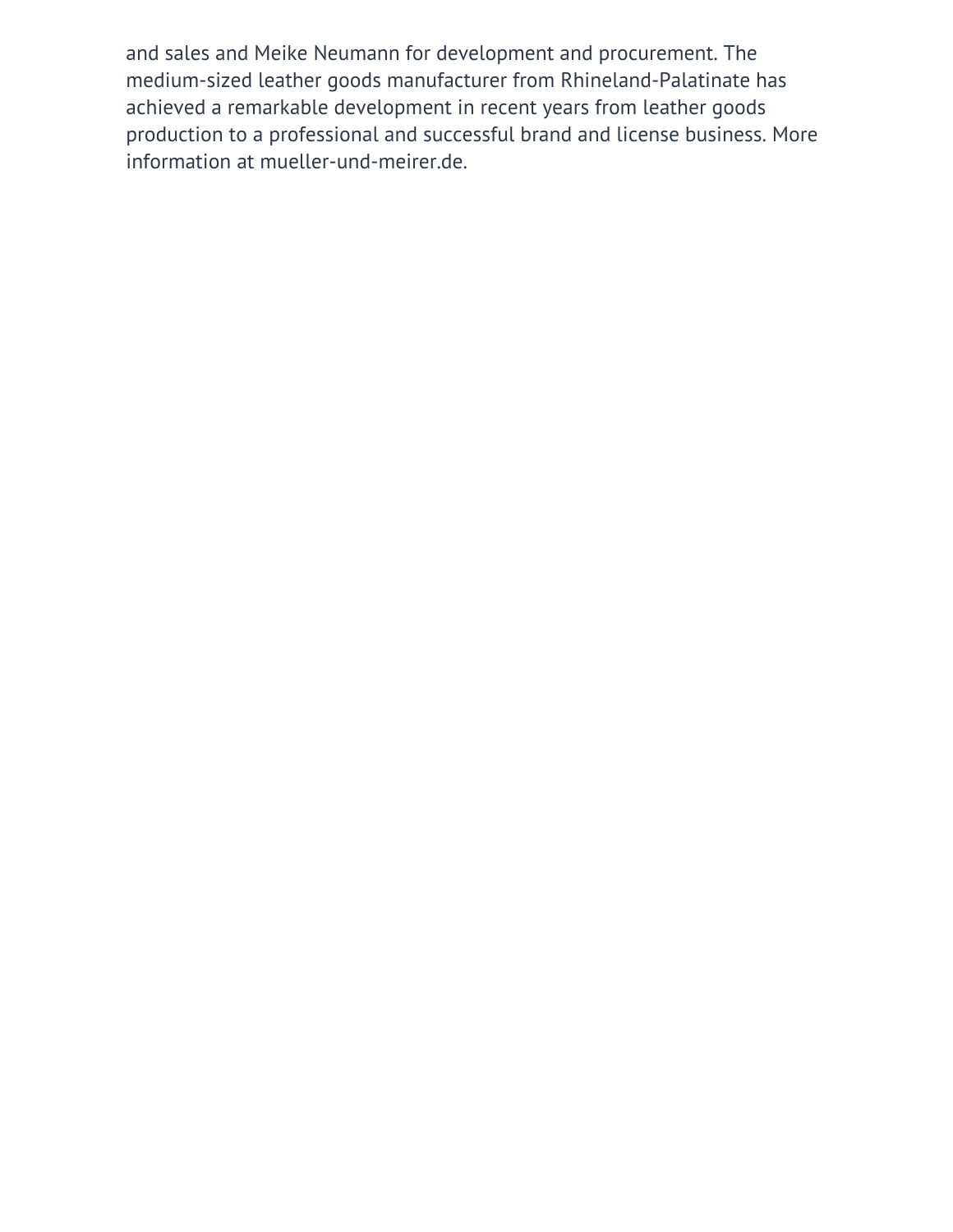and sales and Meike Neumann for development and procurement. The medium-sized leather goods manufacturer from Rhineland-Palatinate has achieved a remarkable development in recent years from leather goods production to a professional and successful brand and license business. More information at mueller-und-meirer.de.